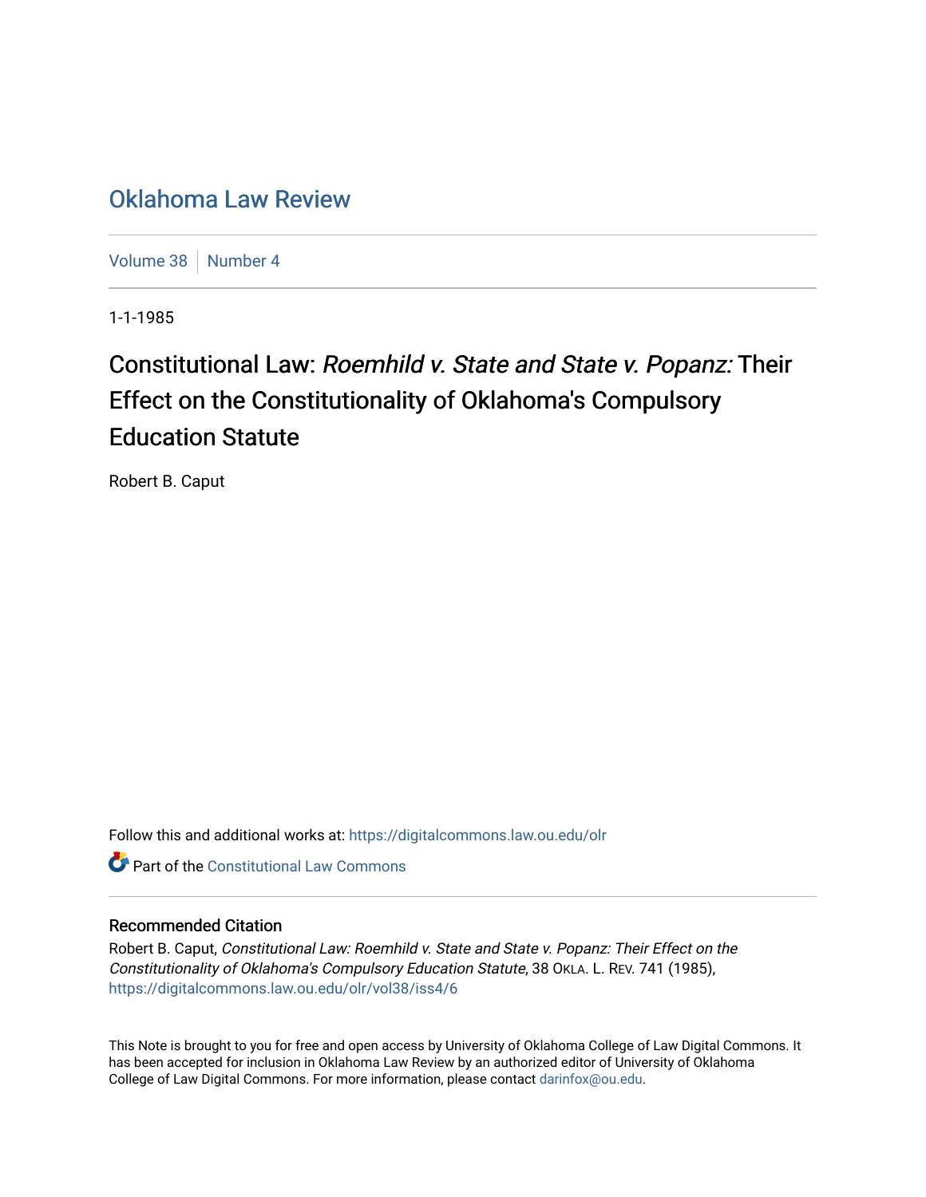# Oklahoma Law Review

Volume 38 | Number 4

1-1-1985

## Constitutional Law: *Roemhild v. State and State v. Popanz:* Their Effect on the Constitutionality of Oklahoma's Compulsory Education Statute

Robert B. Caput

Follow this and additional works at: https://digitalcommons.law.ou.edu/olr

Part of the Constitutional Law Commons

### Recommended Citation

Robert B. Caput, *Constitutional Law: Roemhild v. State and State v. Popanz: Their Effect on the Constitutionality of Oklahoma's Compulsory Education Statute*, 38 OKLA. L. REV. 741 (1985), https://digitalcommons.law.ou.edu/olr/vol38/iss4/6

This Note is brought to you for free and open access by University of Oklahoma College of Law Digital Commons. It has been accepted for inclusion in Oklahoma Law Review by an authorized editor of University of Oklahoma College of Law Digital Commons. For more information, please contact darinfox@ou.edu.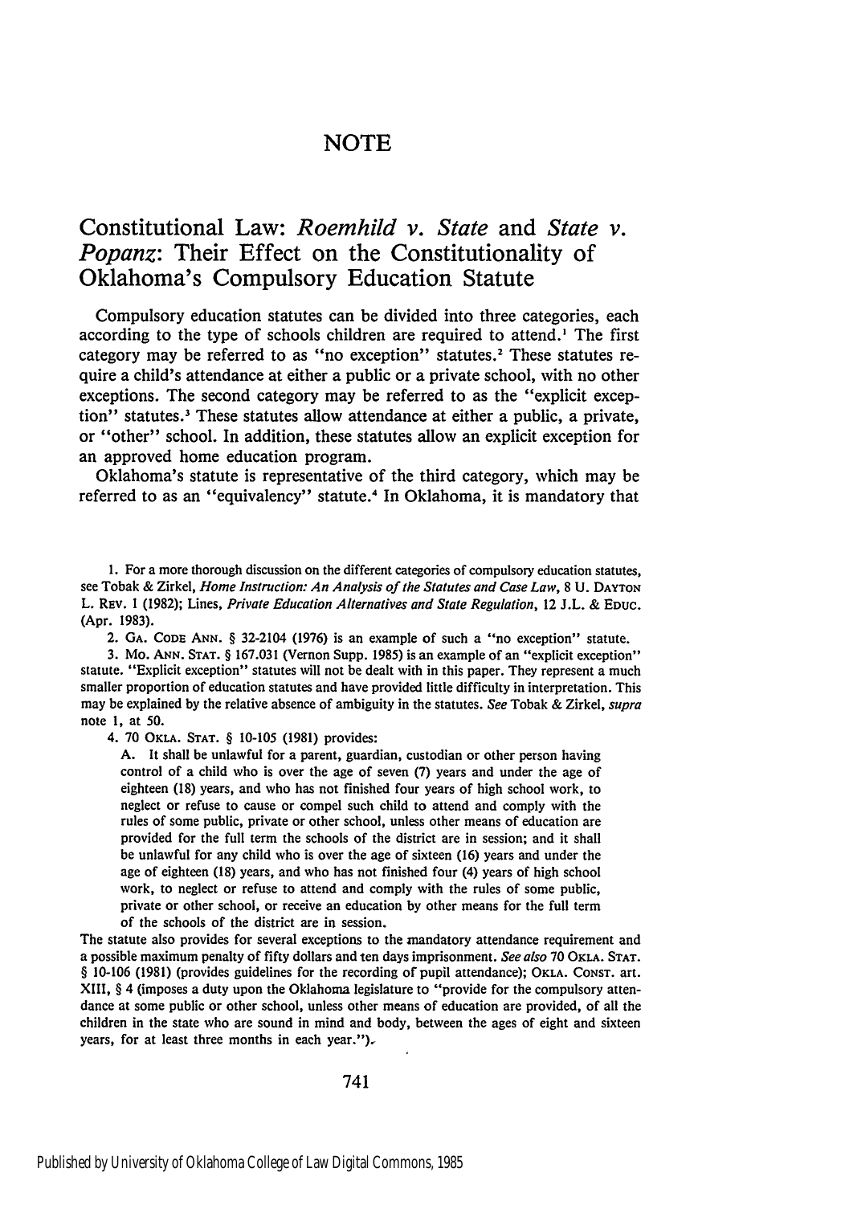# NOTE

## Constitutional Law: *Roemhild v. State* and *State v. Popanz*: Their Effect on the Constitutionality of Oklahoma's Compulsory Education Statute

Compulsory education statutes can be divided into three categories, each according to the type of schools children are required to attend.[1] The first category may be referred to as "no exception" statutes.[2] These statutes require a child's attendance at either a public or a private school, with no other exceptions. The second category may be referred to as the "explicit exception" statutes.[3] These statutes allow attendance at either a public, a private, or "other" school. In addition, these statutes allow an explicit exception for an approved home education program.

Oklahoma's statute is representative of the third category, which may be referred to as an "equivalency" statute.[4] In Oklahoma, it is mandatory that

---

1. For a more thorough discussion on the different categories of compulsory education statutes, see Tobak & Zirkel, *Home Instruction: An Analysis of the Statutes and Case Law*, 8 U. DAYTON L. REV. 1 (1982); Lines, *Private Education Alternatives and State Regulation*, 12 J.L. & EDUC. (Apr. 1983).

2. GA. CODE ANN. § 32-2104 (1976) is an example of such a "no exception" statute.

3. MO. ANN. STAT. § 167.031 (Vernon Supp. 1985) is an example of an "explicit exception" statute. "Explicit exception" statutes will not be dealt with in this paper. They represent a much smaller proportion of education statutes and have provided little difficulty in interpretation. This may be explained by the relative absence of ambiguity in the statutes. *See* Tobak & Zirkel, *supra* note 1, at 50.

4. 70 OKLA. STAT. § 10-105 (1981) provides:

> A. It shall be unlawful for a parent, guardian, custodian or other person having control of a child who is over the age of seven (7) years and under the age of eighteen (18) years, and who has not finished four years of high school work, to neglect or refuse to cause or compel such child to attend and comply with the rules of some public, private or other school, unless other means of education are provided for the full term the schools of the district are in session; and it shall be unlawful for any child who is over the age of sixteen (16) years and under the age of eighteen (18) years, and who has not finished four (4) years of high school work, to neglect or refuse to attend and comply with the rules of some public, private or other school, or receive an education by other means for the full term of the schools of the district are in session.

The statute also provides for several exceptions to the mandatory attendance requirement and a possible maximum penalty of fifty dollars and ten days imprisonment. *See also* 70 OKLA. STAT. § 10-106 (1981) (provides guidelines for the recording of pupil attendance); OKLA. CONST. art. XIII, § 4 (imposes a duty upon the Oklahoma legislature to "provide for the compulsory attendance at some public or other school, unless other means of education are provided, of all the children in the state who are sound in mind and body, between the ages of eight and sixteen years, for at least three months in each year.").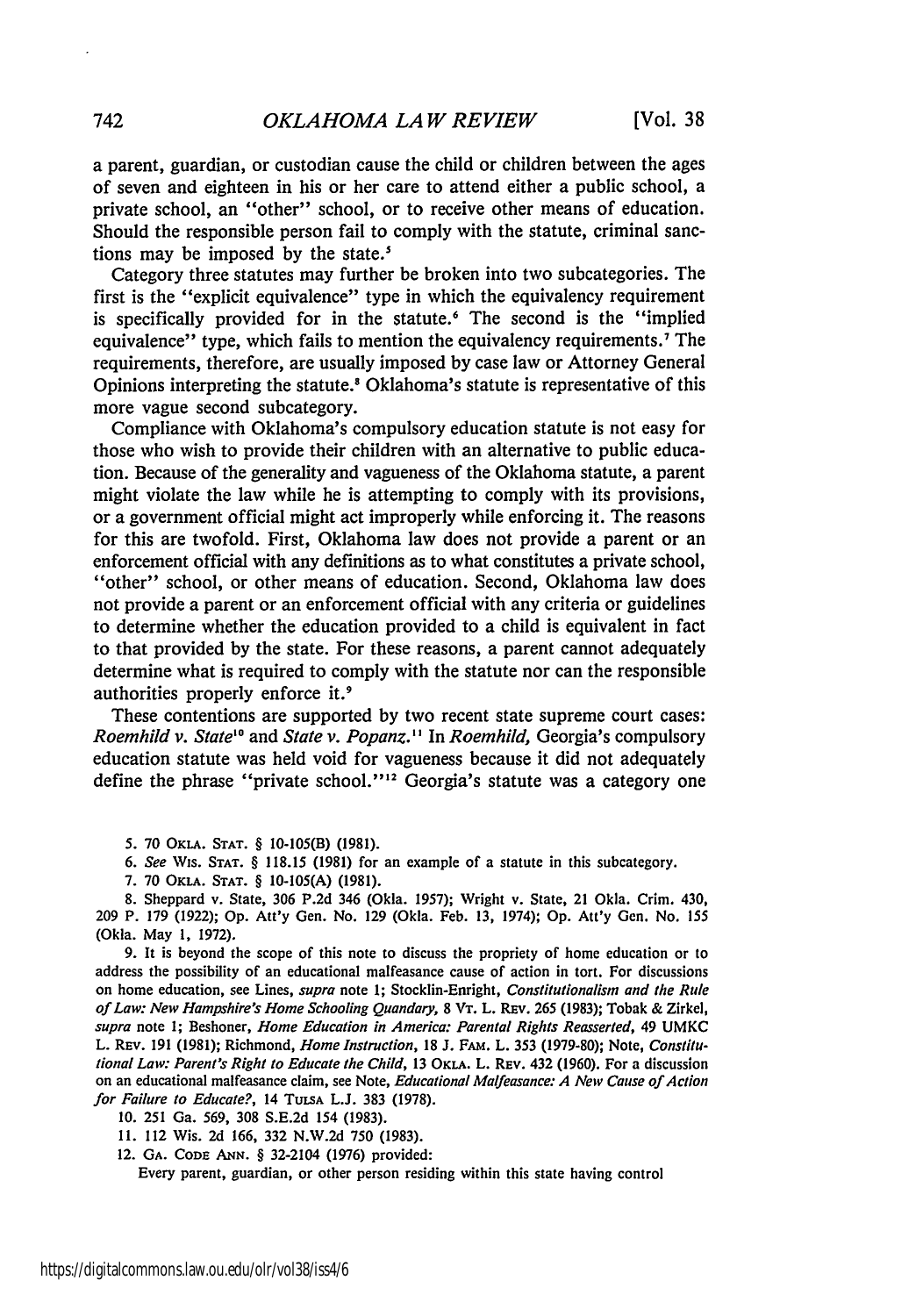a parent, guardian, or custodian cause the child or children between the ages of seven and eighteen in his or her care to attend either a public school, a private school, an "other" school, or to receive other means of education. Should the responsible person fail to comply with the statute, criminal sanctions may be imposed by the state.[5]

Category three statutes may further be broken into two subcategories. The first is the "explicit equivalence" type in which the equivalency requirement is specifically provided for in the statute.[6] The second is the "implied equivalence" type, which fails to mention the equivalency requirements.[7] The requirements, therefore, are usually imposed by case law or Attorney General Opinions interpreting the statute.[8] Oklahoma's statute is representative of this more vague second subcategory.

Compliance with Oklahoma's compulsory education statute is not easy for those who wish to provide their children with an alternative to public education. Because of the generality and vagueness of the Oklahoma statute, a parent might violate the law while he is attempting to comply with its provisions, or a government official might act improperly while enforcing it. The reasons for this are twofold. First, Oklahoma law does not provide a parent or an enforcement official with any definitions as to what constitutes a private school, "other" school, or other means of education. Second, Oklahoma law does not provide a parent or an enforcement official with any criteria or guidelines to determine whether the education provided to a child is equivalent in fact to that provided by the state. For these reasons, a parent cannot adequately determine what is required to comply with the statute nor can the responsible authorities properly enforce it.[9]

These contentions are supported by two recent state supreme court cases: *Roemhild v. State*[10] and *State v. Popanz.*[11] In *Roemhild,* Georgia's compulsory education statute was held void for vagueness because it did not adequately define the phrase "private school."[12] Georgia's statute was a category one

5. 70 OKLA. STAT. § 10-105(B) (1981).

6. *See* WIS. STAT. § 118.15 (1981) for an example of a statute in this subcategory.

7. 70 OKLA. STAT. § 10-105(A) (1981).

8. Sheppard v. State, 306 P.2d 346 (Okla. 1957); Wright v. State, 21 Okla. Crim. 430, 209 P. 179 (1922); Op. Att'y Gen. No. 129 (Okla. Feb. 13, 1974); Op. Att'y Gen. No. 155 (Okla. May 1, 1972).

9. It is beyond the scope of this note to discuss the propriety of home education or to address the possibility of an educational malfeasance cause of action in tort. For discussions on home education, see Lines, *supra* note 1; Stocklin-Enright, *Constitutionalism and the Rule of Law: New Hampshire's Home Schooling Quandary,* 8 VT. L. REV. 265 (1983); Tobak & Zirkel, *supra* note 1; Beshoner, *Home Education in America: Parental Rights Reasserted,* 49 UMKC L. REV. 191 (1981); Richmond, *Home Instruction,* 18 J. FAM. L. 353 (1979-80); Note, *Constitutional Law: Parent's Right to Educate the Child,* 13 OKLA. L. REV. 432 (1960). For a discussion on an educational malfeasance claim, see Note, *Educational Malfeasance: A New Cause of Action for Failure to Educate?,* 14 TULSA L.J. 383 (1978).

10. 251 Ga. 569, 308 S.E.2d 154 (1983).

11. 112 Wis. 2d 166, 332 N.W.2d 750 (1983).

12. GA. CODE ANN. § 32-2104 (1976) provided:

Every parent, guardian, or other person residing within this state having control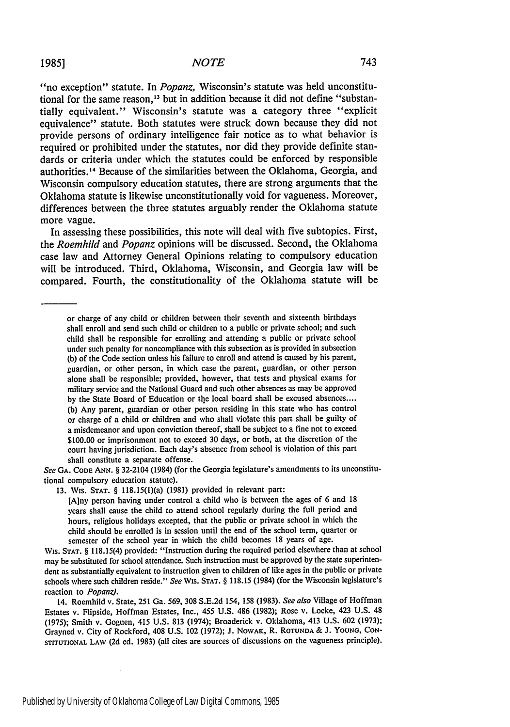"no exception" statute. In *Popanz,* Wisconsin's statute was held unconstitutional for the same reason,[13] but in addition because it did not define "substantially equivalent." Wisconsin's statute was a category three "explicit equivalence" statute. Both statutes were struck down because they did not provide persons of ordinary intelligence fair notice as to what behavior is required or prohibited under the statutes, nor did they provide definite standards or criteria under which the statutes could be enforced by responsible authorities.[14] Because of the similarities between the Oklahoma, Georgia, and Wisconsin compulsory education statutes, there are strong arguments that the Oklahoma statute is likewise unconstitutionally void for vagueness. Moreover, differences between the three statutes arguably render the Oklahoma statute more vague.

In assessing these possibilities, this note will deal with five subtopics. First, the *Roemhild* and *Popanz* opinions will be discussed. Second, the Oklahoma case law and Attorney General Opinions relating to compulsory education will be introduced. Third, Oklahoma, Wisconsin, and Georgia law will be compared. Fourth, the constitutionality of the Oklahoma statute will be

---

> or charge of any child or children between their seventh and sixteenth birthdays shall enroll and send such child or children to a public or private school; and such child shall be responsible for enrolling and attending a public or private school under such penalty for noncompliance with this subsection as is provided in subsection (b) of the Code section unless his failure to enroll and attend is caused by his parent, guardian, or other person, in which case the parent, guardian, or other person alone shall be responsible; provided, however, that tests and physical exams for military service and the National Guard and such other absences as may be approved by the State Board of Education or the local board shall be excused absences....
> (b) Any parent, guardian or other person residing in this state who has control or charge of a child or children and who shall violate this part shall be guilty of a misdemeanor and upon conviction thereof, shall be subject to a fine not to exceed $100.00 or imprisonment not to exceed 30 days, or both, at the discretion of the court having jurisdiction. Each day's absence from school is violation of this part shall constitute a separate offense.

*See* GA. CODE ANN. § 32-2104 (1984) (for the Georgia legislature's amendments to its unconstitutional compulsory education statute).

13. WIS. STAT. § 118.15(1)(a) (1981) provided in relevant part:

> [A]ny person having under control a child who is between the ages of 6 and 18 years shall cause the child to attend school regularly during the full period and hours, religious holidays excepted, that the public or private school in which the child should be enrolled is in session until the end of the school term, quarter or semester of the school year in which the child becomes 18 years of age.

WIS. STAT. § 118.15(4) provided: "Instruction during the required period elsewhere than at school may be substituted for school attendance. Such instruction must be approved by the state superintendent as substantially equivalent to instruction given to children of like ages in the public or private schools where such children reside." *See* WIS. STAT. § 118.15 (1984) (for the Wisconsin legislature's reaction to *Popanz).*

14. Roemhild v. State, 251 Ga. 569, 308 S.E.2d 154, 158 (1983). *See also* Village of Hoffman Estates v. Flipside, Hoffman Estates, Inc., 455 U.S. 486 (1982); Rose v. Locke, 423 U.S. 48 (1975); Smith v. Goguen, 415 U.S. 813 (1974); Broaderick v. Oklahoma, 413 U.S. 602 (1973); Grayned v. City of Rockford, 408 U.S. 102 (1972); J. NOWAK, R. ROTUNDA & J. YOUNG, CONSTITUTIONAL LAW (2d ed. 1983) (all cites are sources of discussions on the vagueness principle).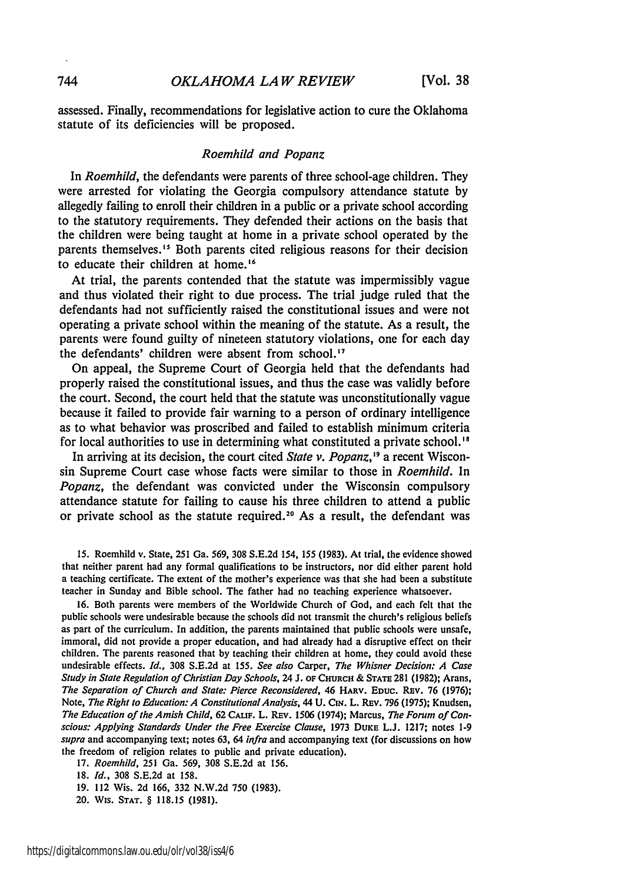assessed. Finally, recommendations for legislative action to cure the Oklahoma statute of its deficiencies will be proposed.

### *Roemhild and Popanz*

In *Roemhild*, the defendants were parents of three school-age children. They were arrested for violating the Georgia compulsory attendance statute by allegedly failing to enroll their children in a public or a private school according to the statutory requirements. They defended their actions on the basis that the children were being taught at home in a private school operated by the parents themselves.[15] Both parents cited religious reasons for their decision to educate their children at home.[16]

At trial, the parents contended that the statute was impermissibly vague and thus violated their right to due process. The trial judge ruled that the defendants had not sufficiently raised the constitutional issues and were not operating a private school within the meaning of the statute. As a result, the parents were found guilty of nineteen statutory violations, one for each day the defendants' children were absent from school.[17]

On appeal, the Supreme Court of Georgia held that the defendants had properly raised the constitutional issues, and thus the case was validly before the court. Second, the court held that the statute was unconstitutionally vague because it failed to provide fair warning to a person of ordinary intelligence as to what behavior was proscribed and failed to establish minimum criteria for local authorities to use in determining what constituted a private school.[18]

In arriving at its decision, the court cited *State v. Popanz*,[19] a recent Wisconsin Supreme Court case whose facts were similar to those in *Roemhild*. In *Popanz*, the defendant was convicted under the Wisconsin compulsory attendance statute for failing to cause his three children to attend a public or private school as the statute required.[20] As a result, the defendant was

15. Roemhild v. State, 251 Ga. 569, 308 S.E.2d 154, 155 (1983). At trial, the evidence showed that neither parent had any formal qualifications to be instructors, nor did either parent hold a teaching certificate. The extent of the mother's experience was that she had been a substitute teacher in Sunday and Bible school. The father had no teaching experience whatsoever.

16. Both parents were members of the Worldwide Church of God, and each felt that the public schools were undesirable because the schools did not transmit the church's religious beliefs as part of the curriculum. In addition, the parents maintained that public schools were unsafe, immoral, did not provide a proper education, and had already had a disruptive effect on their children. The parents reasoned that by teaching their children at home, they could avoid these undesirable effects. *Id.*, 308 S.E.2d at 155. *See also* Carper, *The Whisner Decision: A Case Study in State Regulation of Christian Day Schools*, 24 J. OF CHURCH & STATE 281 (1982); Arans, *The Separation of Church and State: Pierce Reconsidered*, 46 HARV. EDUC. REV. 76 (1976); Note, *The Right to Education: A Constitutional Analysis*, 44 U. CIN. L. REV. 796 (1975); Knudsen, *The Education of the Amish Child*, 62 CALIF. L. REV. 1506 (1974); Marcus, *The Forum of Conscious: Applying Standards Under the Free Exercise Clause*, 1973 DUKE L.J. 1217; notes 1-9 *supra* and accompanying text; notes 63, 64 *infra* and accompanying text (for discussions on how the freedom of religion relates to public and private education).

17. *Roemhild*, 251 Ga. 569, 308 S.E.2d at 156.

18. *Id.*, 308 S.E.2d at 158.

19. 112 Wis. 2d 166, 332 N.W.2d 750 (1983).

20. WIS. STAT. § 118.15 (1981).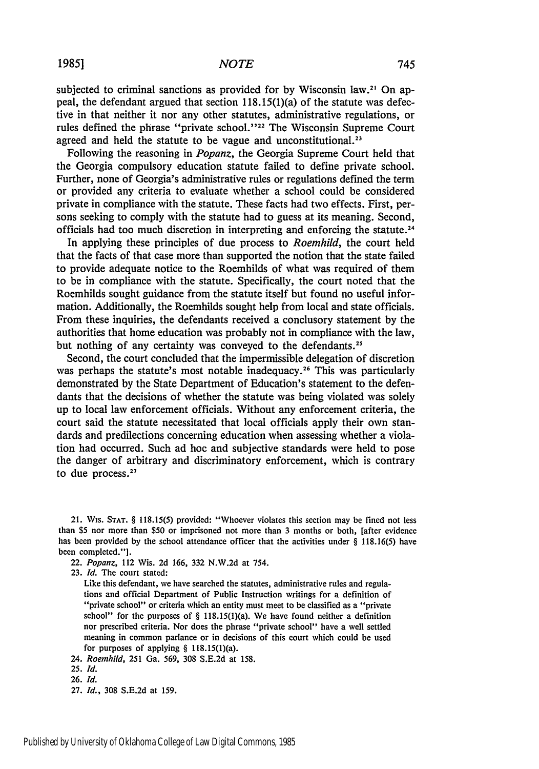subjected to criminal sanctions as provided for by Wisconsin law.[21] On appeal, the defendant argued that section 118.15(1)(a) of the statute was defective in that neither it nor any other statutes, administrative regulations, or rules defined the phrase "private school."[22] The Wisconsin Supreme Court agreed and held the statute to be vague and unconstitutional.[23]

Following the reasoning in *Popanz*, the Georgia Supreme Court held that the Georgia compulsory education statute failed to define private school. Further, none of Georgia's administrative rules or regulations defined the term or provided any criteria to evaluate whether a school could be considered private in compliance with the statute. These facts had two effects. First, persons seeking to comply with the statute had to guess at its meaning. Second, officials had too much discretion in interpreting and enforcing the statute.[24]

In applying these principles of due process to *Roemhild*, the court held that the facts of that case more than supported the notion that the state failed to provide adequate notice to the Roemhilds of what was required of them to be in compliance with the statute. Specifically, the court noted that the Roemhilds sought guidance from the statute itself but found no useful information. Additionally, the Roemhilds sought help from local and state officials. From these inquiries, the defendants received a conclusory statement by the authorities that home education was probably not in compliance with the law, but nothing of any certainty was conveyed to the defendants.[25]

Second, the court concluded that the impermissible delegation of discretion was perhaps the statute's most notable inadequacy.[26] This was particularly demonstrated by the State Department of Education's statement to the defendants that the decisions of whether the statute was being violated was solely up to local law enforcement officials. Without any enforcement criteria, the court said the statute necessitated that local officials apply their own standards and predilections concerning education when assessing whether a violation had occurred. Such ad hoc and subjective standards were held to pose the danger of arbitrary and discriminatory enforcement, which is contrary to due process.[27]

21. WIS. STAT. § 118.15(5) provided: "Whoever violates this section may be fined not less than $5 nor more than $50 or imprisoned not more than 3 months or both, [after evidence has been provided by the school attendance officer that the activities under § 118.16(5) have been completed."].

22. *Popanz*, 112 Wis. 2d 166, 332 N.W.2d at 754.

23. *Id.* The court stated:

> Like this defendant, we have searched the statutes, administrative rules and regulations and official Department of Public Instruction writings for a definition of "private school" or criteria which an entity must meet to be classified as a "private school" for the purposes of § 118.15(1)(a). We have found neither a definition nor prescribed criteria. Nor does the phrase "private school" have a well settled meaning in common parlance or in decisions of this court which could be used for purposes of applying § 118.15(1)(a).

24. *Roemhild*, 251 Ga. 569, 308 S.E.2d at 158.

25. *Id.*

26. *Id.*

27. *Id.*, 308 S.E.2d at 159.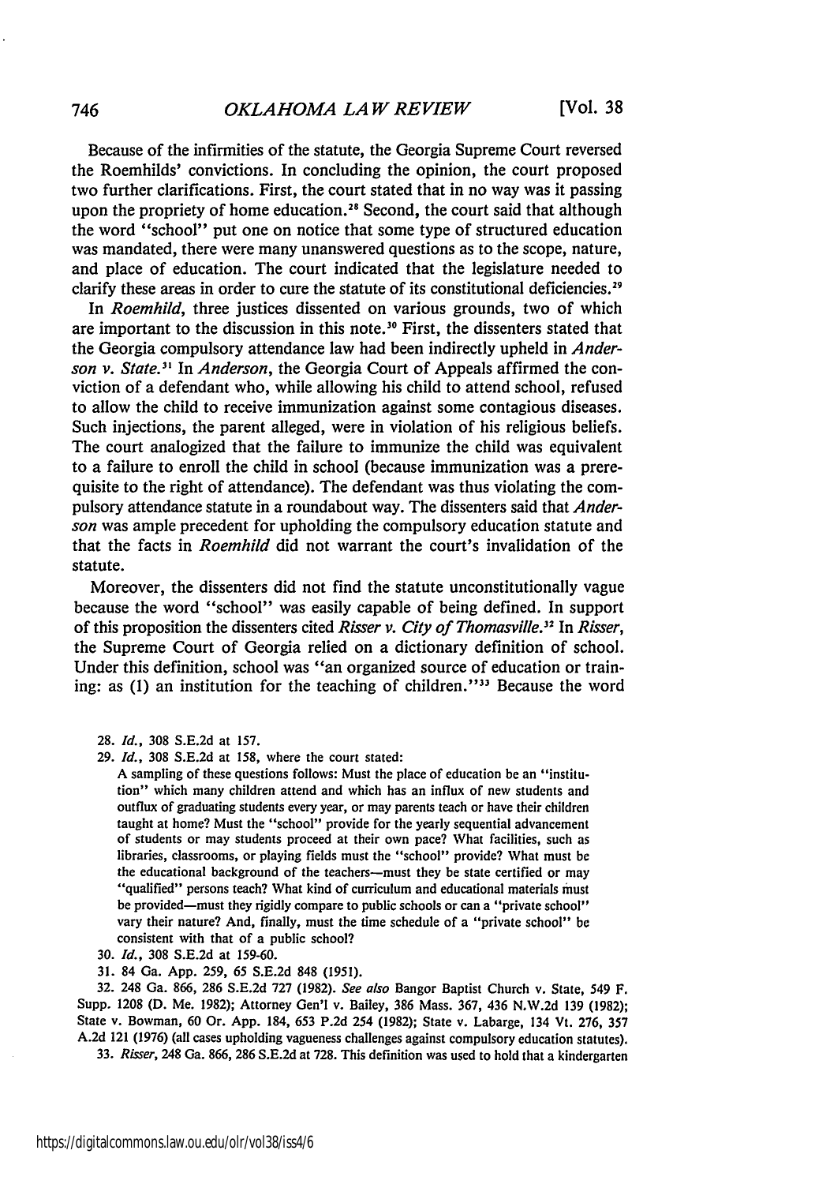Because of the infirmities of the statute, the Georgia Supreme Court reversed the Roemhilds' convictions. In concluding the opinion, the court proposed two further clarifications. First, the court stated that in no way was it passing upon the propriety of home education.[28] Second, the court said that although the word "school" put one on notice that some type of structured education was mandated, there were many unanswered questions as to the scope, nature, and place of education. The court indicated that the legislature needed to clarify these areas in order to cure the statute of its constitutional deficiencies.[29]

In *Roemhild*, three justices dissented on various grounds, two of which are important to the discussion in this note.[30] First, the dissenters stated that the Georgia compulsory attendance law had been indirectly upheld in *Anderson v. State.*[31] In *Anderson*, the Georgia Court of Appeals affirmed the conviction of a defendant who, while allowing his child to attend school, refused to allow the child to receive immunization against some contagious diseases. Such injections, the parent alleged, were in violation of his religious beliefs. The court analogized that the failure to immunize the child was equivalent to a failure to enroll the child in school (because immunization was a prerequisite to the right of attendance). The defendant was thus violating the compulsory attendance statute in a roundabout way. The dissenters said that *Anderson* was ample precedent for upholding the compulsory education statute and that the facts in *Roemhild* did not warrant the court's invalidation of the statute.

Moreover, the dissenters did not find the statute unconstitutionally vague because the word "school" was easily capable of being defined. In support of this proposition the dissenters cited *Risser v. City of Thomasville.*[32] In *Risser*, the Supreme Court of Georgia relied on a dictionary definition of school. Under this definition, school was "an organized source of education or training: as (1) an institution for the teaching of children."[33] Because the word

28. *Id.*, 308 S.E.2d at 157.

29. *Id.*, 308 S.E.2d at 158, where the court stated:

> A sampling of these questions follows: Must the place of education be an "institution" which many children attend and which has an influx of new students and outflux of graduating students every year, or may parents teach or have their children taught at home? Must the "school" provide for the yearly sequential advancement of students or may students proceed at their own pace? What facilities, such as libraries, classrooms, or playing fields must the "school" provide? What must be the educational background of the teachers—must they be state certified or may "qualified" persons teach? What kind of curriculum and educational materials must be provided—must they rigidly compare to public schools or can a "private school" vary their nature? And, finally, must the time schedule of a "private school" be consistent with that of a public school?

30. *Id.*, 308 S.E.2d at 159-60.

31. 84 Ga. App. 259, 65 S.E.2d 848 (1951).

32. 248 Ga. 866, 286 S.E.2d 727 (1982). *See also* Bangor Baptist Church v. State, 549 F. Supp. 1208 (D. Me. 1982); Attorney Gen'l v. Bailey, 386 Mass. 367, 436 N.W.2d 139 (1982); State v. Bowman, 60 Or. App. 184, 653 P.2d 254 (1982); State v. Labarge, 134 Vt. 276, 357 A.2d 121 (1976) (all cases upholding vagueness challenges against compulsory education statutes).

33. *Risser*, 248 Ga. 866, 286 S.E.2d at 728. This definition was used to hold that a kindergarten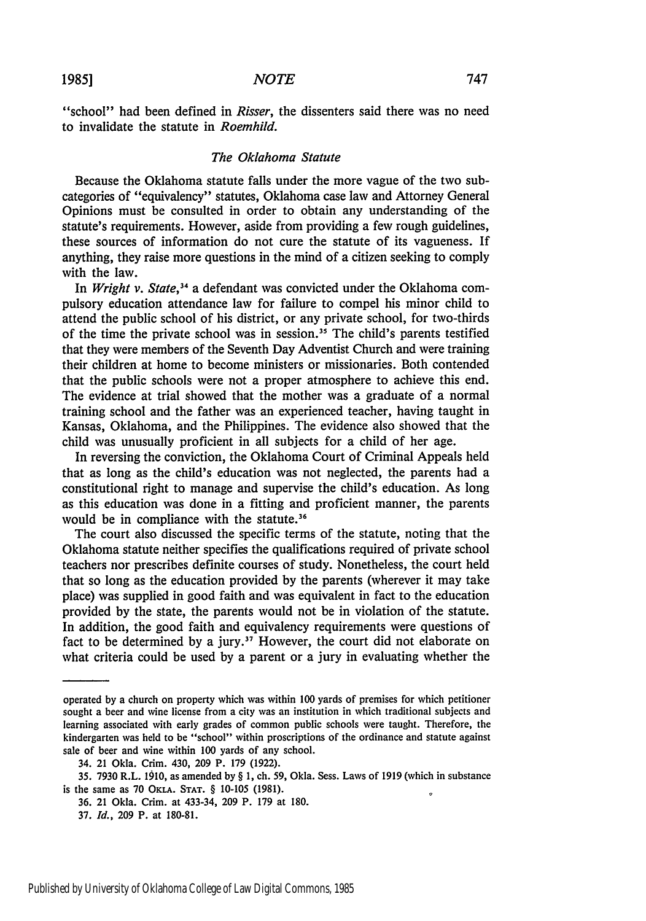"school" had been defined in *Risser*, the dissenters said there was no need to invalidate the statute in *Roemhild.*

### *The Oklahoma Statute*

Because the Oklahoma statute falls under the more vague of the two subcategories of "equivalency" statutes, Oklahoma case law and Attorney General Opinions must be consulted in order to obtain any understanding of the statute's requirements. However, aside from providing a few rough guidelines, these sources of information do not cure the statute of its vagueness. If anything, they raise more questions in the mind of a citizen seeking to comply with the law.

In *Wright v. State*,[34] a defendant was convicted under the Oklahoma compulsory education attendance law for failure to compel his minor child to attend the public school of his district, or any private school, for two-thirds of the time the private school was in session.[35] The child's parents testified that they were members of the Seventh Day Adventist Church and were training their children at home to become ministers or missionaries. Both contended that the public schools were not a proper atmosphere to achieve this end. The evidence at trial showed that the mother was a graduate of a normal training school and the father was an experienced teacher, having taught in Kansas, Oklahoma, and the Philippines. The evidence also showed that the child was unusually proficient in all subjects for a child of her age.

In reversing the conviction, the Oklahoma Court of Criminal Appeals held that as long as the child's education was not neglected, the parents had a constitutional right to manage and supervise the child's education. As long as this education was done in a fitting and proficient manner, the parents would be in compliance with the statute.[36]

The court also discussed the specific terms of the statute, noting that the Oklahoma statute neither specifies the qualifications required of private school teachers nor prescribes definite courses of study. Nonetheless, the court held that so long as the education provided by the parents (wherever it may take place) was supplied in good faith and was equivalent in fact to the education provided by the state, the parents would not be in violation of the statute. In addition, the good faith and equivalency requirements were questions of fact to be determined by a jury.[37] However, the court did not elaborate on what criteria could be used by a parent or a jury in evaluating whether the

---

operated by a church on property which was within 100 yards of premises for which petitioner sought a beer and wine license from a city was an institution in which traditional subjects and learning associated with early grades of common public schools were taught. Therefore, the kindergarten was held to be "school" within proscriptions of the ordinance and statute against sale of beer and wine within 100 yards of any school.

34. 21 Okla. Crim. 430, 209 P. 179 (1922).

35. 7930 R.L. 1910, as amended by § 1, ch. 59, Okla. Sess. Laws of 1919 (which in substance is the same as 70 OKLA. STAT. § 10-105 (1981).

36. 21 Okla. Crim. at 433-34, 209 P. 179 at 180.

37. *Id.*, 209 P. at 180-81.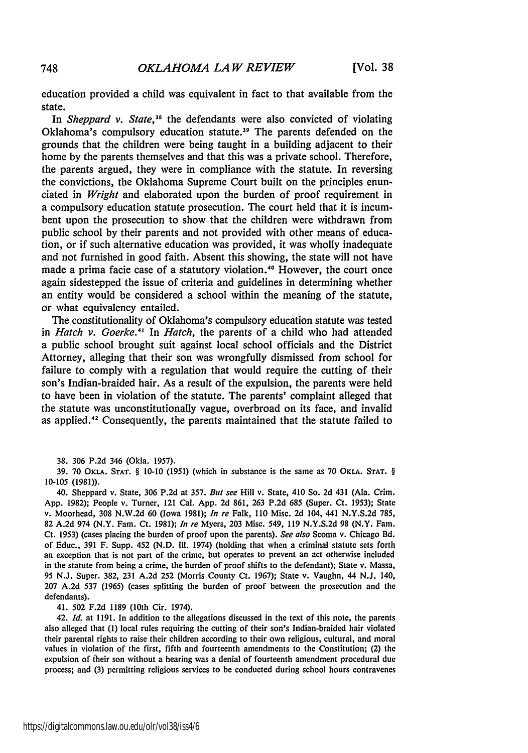education provided a child was equivalent in fact to that available from the state.

In *Sheppard v. State*,[38] the defendants were also convicted of violating Oklahoma's compulsory education statute.[39] The parents defended on the grounds that the children were being taught in a building adjacent to their home by the parents themselves and that this was a private school. Therefore, the parents argued, they were in compliance with the statute. In reversing the convictions, the Oklahoma Supreme Court built on the principles enunciated in *Wright* and elaborated upon the burden of proof requirement in a compulsory education statute prosecution. The court held that it is incumbent upon the prosecution to show that the children were withdrawn from public school by their parents and not provided with other means of education, or if such alternative education was provided, it was wholly inadequate and not furnished in good faith. Absent this showing, the state will not have made a prima facie case of a statutory violation.[40] However, the court once again sidestepped the issue of criteria and guidelines in determining whether an entity would be considered a school within the meaning of the statute, or what equivalency entailed.

The constitutionality of Oklahoma's compulsory education statute was tested in *Hatch v. Goerke*.[41] In *Hatch*, the parents of a child who had attended a public school brought suit against local school officials and the District Attorney, alleging that their son was wrongfully dismissed from school for failure to comply with a regulation that would require the cutting of their son's Indian-braided hair. As a result of the expulsion, the parents were held to have been in violation of the statute. The parents' complaint alleged that the statute was unconstitutionally vague, overbroad on its face, and invalid as applied.[42] Consequently, the parents maintained that the statute failed to

38. 306 P.2d 346 (Okla. 1957).

39. 70 OKLA. STAT. § 10-10 (1951) (which in substance is the same as 70 OKLA. STAT. § 10-105 (1981)).

40. Sheppard v. State, 306 P.2d at 357. *But see* Hill v. State, 410 So. 2d 431 (Ala. Crim. App. 1982); People v. Turner, 121 Cal. App. 2d 861, 263 P.2d 685 (Super. Ct. 1953); State v. Moorhead, 308 N.W.2d 60 (Iowa 1981); *In re* Falk, 110 Misc. 2d 104, 441 N.Y.S.2d 785, 82 A.2d 974 (N.Y. Fam. Ct. 1981); *In re* Myers, 203 Misc. 549, 119 N.Y.S.2d 98 (N.Y. Fam. Ct. 1953) (cases placing the burden of proof upon the parents). *See also* Scoma v. Chicago Bd. of Educ., 391 F. Supp. 452 (N.D. Ill. 1974) (holding that when a criminal statute sets forth an exception that is not part of the crime, but operates to prevent an act otherwise included in the statute from being a crime, the burden of proof shifts to the defendant); State v. Massa, 95 N.J. Super. 382, 231 A.2d 252 (Morris County Ct. 1967); State v. Vaughn, 44 N.J. 140, 207 A.2d 537 (1965) (cases splitting the burden of proof between the prosecution and the defendants).

41. 502 F.2d 1189 (10th Cir. 1974).

42. *Id.* at 1191. In addition to the allegations discussed in the text of this note, the parents also alleged that (1) local rules requiring the cutting of their son's Indian-braided hair violated their parental rights to raise their children according to their own religious, cultural, and moral values in violation of the first, fifth and fourteenth amendments to the Constitution; (2) the expulsion of their son without a hearing was a denial of fourteenth amendment procedural due process; and (3) permitting religious services to be conducted during school hours contravenes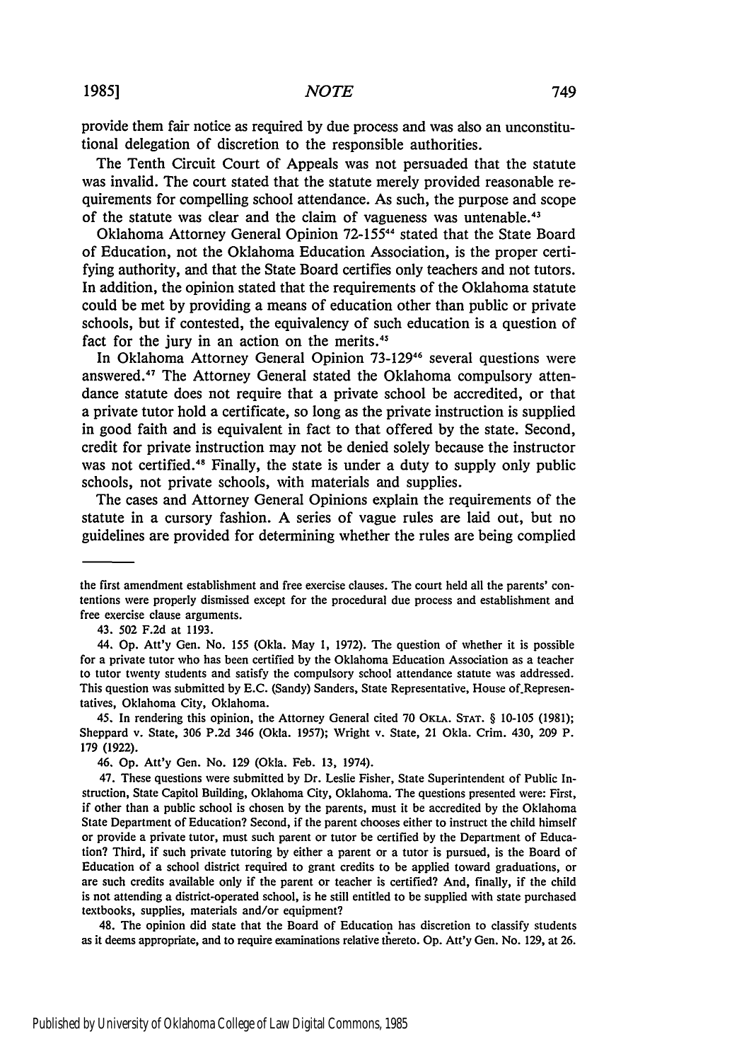provide them fair notice as required by due process and was also an unconstitutional delegation of discretion to the responsible authorities.

The Tenth Circuit Court of Appeals was not persuaded that the statute was invalid. The court stated that the statute merely provided reasonable requirements for compelling school attendance. As such, the purpose and scope of the statute was clear and the claim of vagueness was untenable.[43]

Oklahoma Attorney General Opinion 72-155[44] stated that the State Board of Education, not the Oklahoma Education Association, is the proper certifying authority, and that the State Board certifies only teachers and not tutors. In addition, the opinion stated that the requirements of the Oklahoma statute could be met by providing a means of education other than public or private schools, but if contested, the equivalency of such education is a question of fact for the jury in an action on the merits.[45]

In Oklahoma Attorney General Opinion 73-129[46] several questions were answered.[47] The Attorney General stated the Oklahoma compulsory attendance statute does not require that a private school be accredited, or that a private tutor hold a certificate, so long as the private instruction is supplied in good faith and is equivalent in fact to that offered by the state. Second, credit for private instruction may not be denied solely because the instructor was not certified.[48] Finally, the state is under a duty to supply only public schools, not private schools, with materials and supplies.

The cases and Attorney General Opinions explain the requirements of the statute in a cursory fashion. A series of vague rules are laid out, but no guidelines are provided for determining whether the rules are being complied

---

the first amendment establishment and free exercise clauses. The court held all the parents' contentions were properly dismissed except for the procedural due process and establishment and free exercise clause arguments.

43. 502 F.2d at 1193.

44. Op. Att'y Gen. No. 155 (Okla. May 1, 1972). The question of whether it is possible for a private tutor who has been certified by the Oklahoma Education Association as a teacher to tutor twenty students and satisfy the compulsory school attendance statute was addressed. This question was submitted by E.C. (Sandy) Sanders, State Representative, House of Representatives, Oklahoma City, Oklahoma.

45. In rendering this opinion, the Attorney General cited 70 OKLA. STAT. § 10-105 (1981); Sheppard v. State, 306 P.2d 346 (Okla. 1957); Wright v. State, 21 Okla. Crim. 430, 209 P. 179 (1922).

46. Op. Att'y Gen. No. 129 (Okla. Feb. 13, 1974).

47. These questions were submitted by Dr. Leslie Fisher, State Superintendent of Public Instruction, State Capitol Building, Oklahoma City, Oklahoma. The questions presented were: First, if other than a public school is chosen by the parents, must it be accredited by the Oklahoma State Department of Education? Second, if the parent chooses either to instruct the child himself or provide a private tutor, must such parent or tutor be certified by the Department of Education? Third, if such private tutoring by either a parent or a tutor is pursued, is the Board of Education of a school district required to grant credits to be applied toward graduations, or are such credits available only if the parent or teacher is certified? And, finally, if the child is not attending a district-operated school, is he still entitled to be supplied with state purchased textbooks, supplies, materials and/or equipment?

48. The opinion did state that the Board of Education has discretion to classify students as it deems appropriate, and to require examinations relative thereto. Op. Att'y Gen. No. 129, at 26.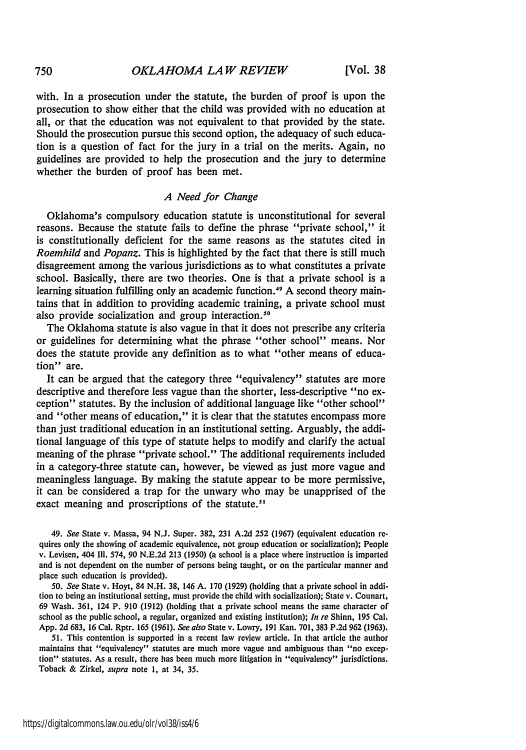with. In a prosecution under the statute, the burden of proof is upon the prosecution to show either that the child was provided with no education at all, or that the education was not equivalent to that provided by the state. Should the prosecution pursue this second option, the adequacy of such education is a question of fact for the jury in a trial on the merits. Again, no guidelines are provided to help the prosecution and the jury to determine whether the burden of proof has been met.

### *A Need for Change*

Oklahoma's compulsory education statute is unconstitutional for several reasons. Because the statute fails to define the phrase "private school," it is constitutionally deficient for the same reasons as the statutes cited in *Roemhild* and *Popanz*. This is highlighted by the fact that there is still much disagreement among the various jurisdictions as to what constitutes a private school. Basically, there are two theories. One is that a private school is a learning situation fulfilling only an academic function.[49] A second theory maintains that in addition to providing academic training, a private school must also provide socialization and group interaction.[50]

The Oklahoma statute is also vague in that it does not prescribe any criteria or guidelines for determining what the phrase "other school" means. Nor does the statute provide any definition as to what "other means of education" are.

It can be argued that the category three "equivalency" statutes are more descriptive and therefore less vague than the shorter, less-descriptive "no exception" statutes. By the inclusion of additional language like "other school" and "other means of education," it is clear that the statutes encompass more than just traditional education in an institutional setting. Arguably, the additional language of this type of statute helps to modify and clarify the actual meaning of the phrase "private school." The additional requirements included in a category-three statute can, however, be viewed as just more vague and meaningless language. By making the statute appear to be more permissive, it can be considered a trap for the unwary who may be unapprised of the exact meaning and proscriptions of the statute.[51]

49. *See* State v. Massa, 94 N.J. Super. 382, 231 A.2d 252 (1967) (equivalent education requires only the showing of academic equivalence, not group education or socialization); People v. Levisen, 404 Ill. 574, 90 N.E.2d 213 (1950) (a school is a place where instruction is imparted and is not dependent on the number of persons being taught, or on the particular manner and place such education is provided).

50. *See* State v. Hoyt, 84 N.H. 38, 146 A. 170 (1929) (holding that a private school in addition to being an institutional setting, must provide the child with socialization); State v. Counart, 69 Wash. 361, 124 P. 910 (1912) (holding that a private school means the same character of school as the public school, a regular, organized and existing institution); *In re* Shinn, 195 Cal. App. 2d 683, 16 Cal. Rptr. 165 (1961). *See also* State v. Lowry, 191 Kan. 701, 383 P.2d 962 (1963).

51. This contention is supported in a recent law review article. In that article the author maintains that "equivalency" statutes are much more vague and ambiguous than "no exception" statutes. As a result, there has been much more litigation in "equivalency" jurisdictions. Toback & Zirkel, *supra* note 1, at 34, 35.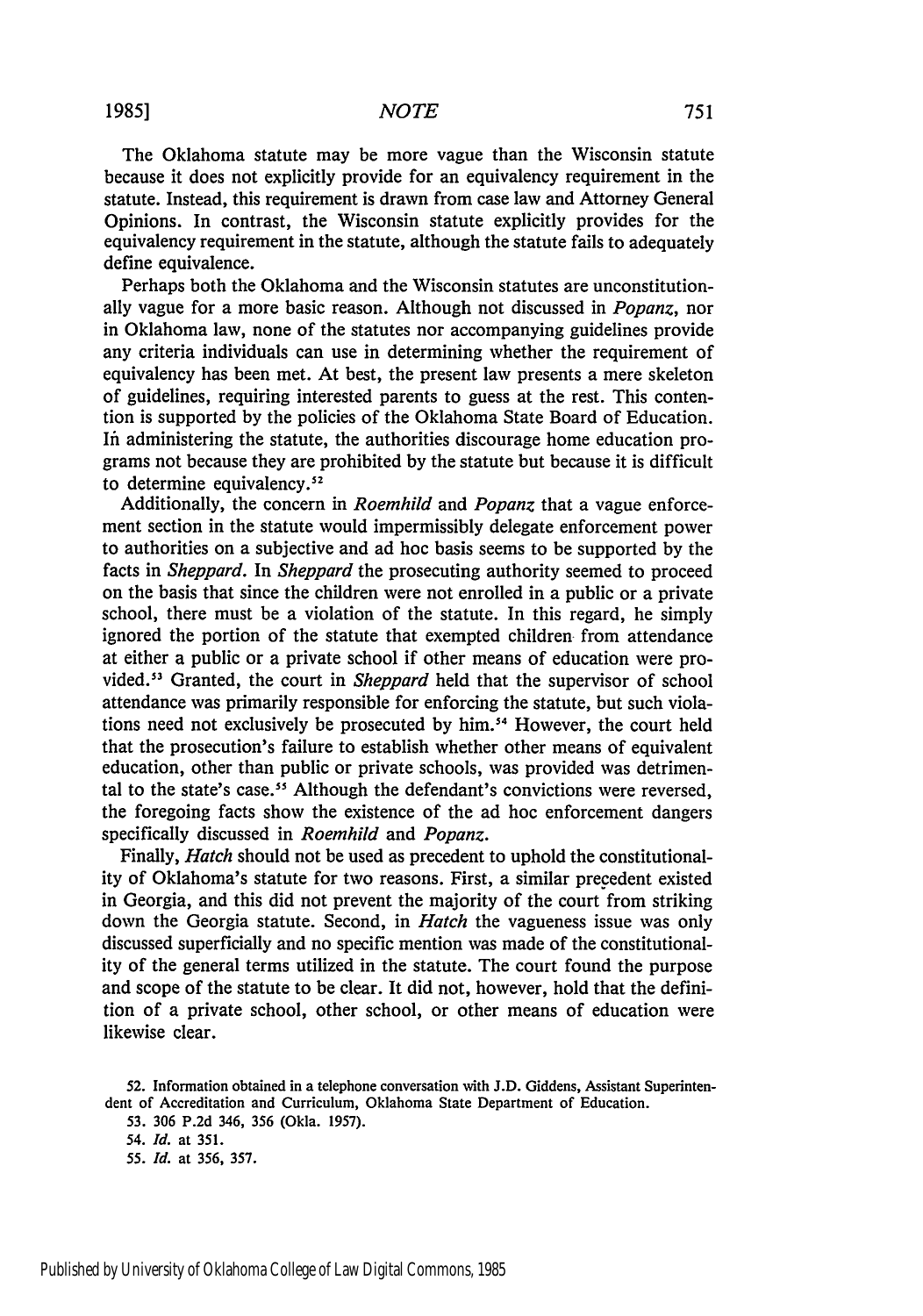The Oklahoma statute may be more vague than the Wisconsin statute because it does not explicitly provide for an equivalency requirement in the statute. Instead, this requirement is drawn from case law and Attorney General Opinions. In contrast, the Wisconsin statute explicitly provides for the equivalency requirement in the statute, although the statute fails to adequately define equivalence.

Perhaps both the Oklahoma and the Wisconsin statutes are unconstitutionally vague for a more basic reason. Although not discussed in *Popanz*, nor in Oklahoma law, none of the statutes nor accompanying guidelines provide any criteria individuals can use in determining whether the requirement of equivalency has been met. At best, the present law presents a mere skeleton of guidelines, requiring interested parents to guess at the rest. This contention is supported by the policies of the Oklahoma State Board of Education. In administering the statute, the authorities discourage home education programs not because they are prohibited by the statute but because it is difficult to determine equivalency.[52]

Additionally, the concern in *Roemhild* and *Popanz* that a vague enforcement section in the statute would impermissibly delegate enforcement power to authorities on a subjective and ad hoc basis seems to be supported by the facts in *Sheppard*. In *Sheppard* the prosecuting authority seemed to proceed on the basis that since the children were not enrolled in a public or a private school, there must be a violation of the statute. In this regard, he simply ignored the portion of the statute that exempted children from attendance at either a public or a private school if other means of education were provided.[53] Granted, the court in *Sheppard* held that the supervisor of school attendance was primarily responsible for enforcing the statute, but such violations need not exclusively be prosecuted by him.[54] However, the court held that the prosecution's failure to establish whether other means of equivalent education, other than public or private schools, was provided was detrimental to the state's case.[55] Although the defendant's convictions were reversed, the foregoing facts show the existence of the ad hoc enforcement dangers specifically discussed in *Roemhild* and *Popanz*.

Finally, *Hatch* should not be used as precedent to uphold the constitutionality of Oklahoma's statute for two reasons. First, a similar precedent existed in Georgia, and this did not prevent the majority of the court from striking down the Georgia statute. Second, in *Hatch* the vagueness issue was only discussed superficially and no specific mention was made of the constitutionality of the general terms utilized in the statute. The court found the purpose and scope of the statute to be clear. It did not, however, hold that the definition of a private school, other school, or other means of education were likewise clear.

52. Information obtained in a telephone conversation with J.D. Giddens, Assistant Superintendent of Accreditation and Curriculum, Oklahoma State Department of Education.

53. 306 P.2d 346, 356 (Okla. 1957).

54. *Id.* at 351.

55. *Id.* at 356, 357.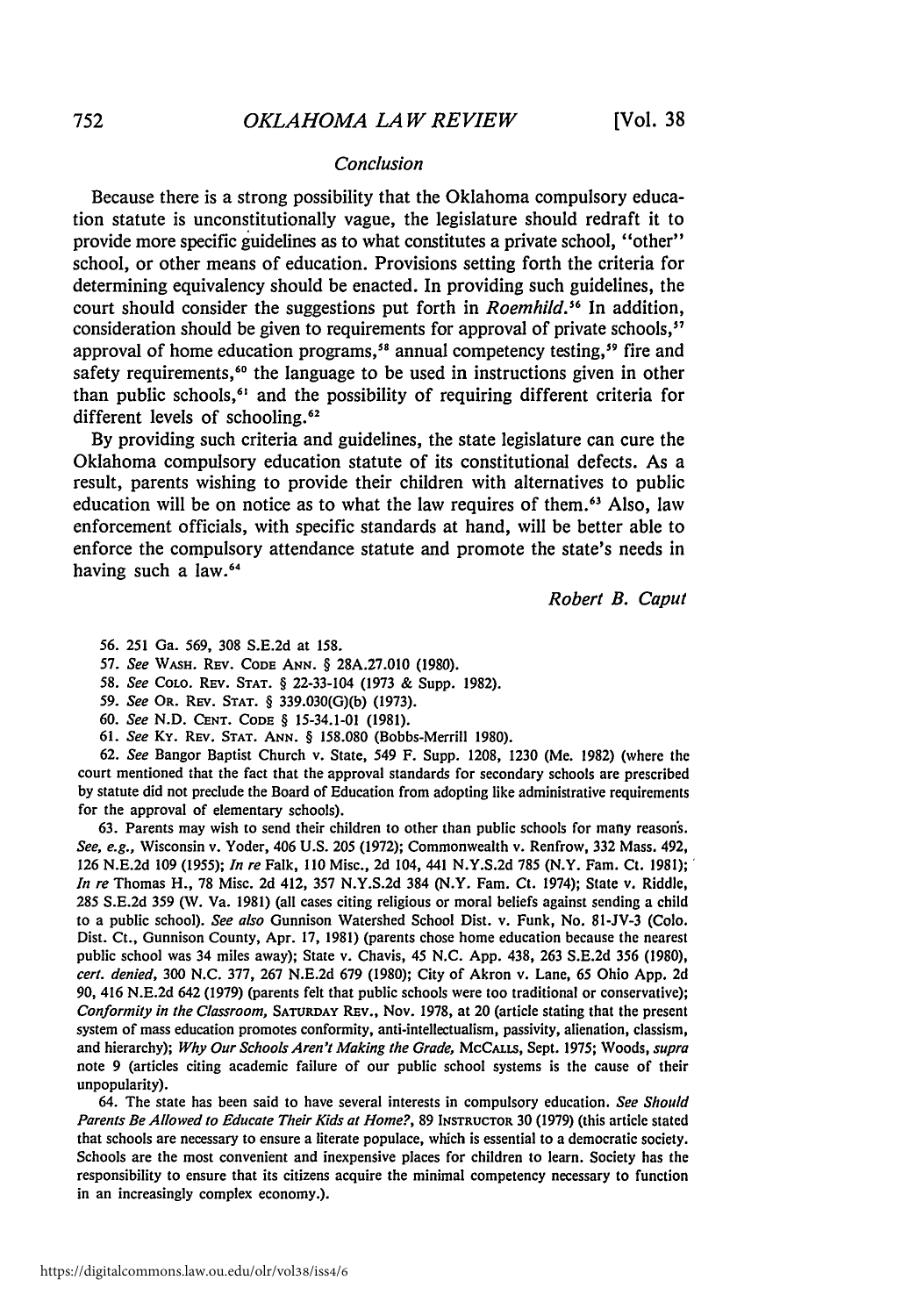## *Conclusion*

Because there is a strong possibility that the Oklahoma compulsory education statute is unconstitutionally vague, the legislature should redraft it to provide more specific guidelines as to what constitutes a private school, "other" school, or other means of education. Provisions setting forth the criteria for determining equivalency should be enacted. In providing such guidelines, the court should consider the suggestions put forth in *Roemhild*.[56] In addition, consideration should be given to requirements for approval of private schools,[57] approval of home education programs,[58] annual competency testing,[59] fire and safety requirements,[60] the language to be used in instructions given in other than public schools,[61] and the possibility of requiring different criteria for different levels of schooling.[62]

By providing such criteria and guidelines, the state legislature can cure the Oklahoma compulsory education statute of its constitutional defects. As a result, parents wishing to provide their children with alternatives to public education will be on notice as to what the law requires of them.[63] Also, law enforcement officials, with specific standards at hand, will be better able to enforce the compulsory attendance statute and promote the state's needs in having such a law.[64]

*Robert B. Caput*

56. 251 Ga. 569, 308 S.E.2d at 158.

57. *See* WASH. REV. CODE ANN. § 28A.27.010 (1980).

58. *See* COLO. REV. STAT. § 22-33-104 (1973 & Supp. 1982).

59. *See* OR. REV. STAT. § 339.030(G)(b) (1973).

60. *See* N.D. CENT. CODE § 15-34.1-01 (1981).

61. *See* KY. REV. STAT. ANN. § 158.080 (Bobbs-Merrill 1980).

62. *See* Bangor Baptist Church v. State, 549 F. Supp. 1208, 1230 (Me. 1982) (where the court mentioned that the fact that the approval standards for secondary schools are prescribed by statute did not preclude the Board of Education from adopting like administrative requirements for the approval of elementary schools).

63. Parents may wish to send their children to other than public schools for many reasons. *See, e.g.,* Wisconsin v. Yoder, 406 U.S. 205 (1972); Commonwealth v. Renfrow, 332 Mass. 492, 126 N.E.2d 109 (1955); *In re* Falk, 110 Misc., 2d 104, 441 N.Y.S.2d 785 (N.Y. Fam. Ct. 1981); *In re* Thomas H., 78 Misc. 2d 412, 357 N.Y.S.2d 384 (N.Y. Fam. Ct. 1974); State v. Riddle, 285 S.E.2d 359 (W. Va. 1981) (all cases citing religious or moral beliefs against sending a child to a public school). *See also* Gunnison Watershed School Dist. v. Funk, No. 81-JV-3 (Colo. Dist. Ct., Gunnison County, Apr. 17, 1981) (parents chose home education because the nearest public school was 34 miles away); State v. Chavis, 45 N.C. App. 438, 263 S.E.2d 356 (1980), *cert. denied*, 300 N.C. 377, 267 N.E.2d 679 (1980); City of Akron v. Lane, 65 Ohio App. 2d 90, 416 N.E.2d 642 (1979) (parents felt that public schools were too traditional or conservative); *Conformity in the Classroom,* SATURDAY REV., Nov. 1978, at 20 (article stating that the present system of mass education promotes conformity, anti-intellectualism, passivity, alienation, classism, and hierarchy); *Why Our Schools Aren't Making the Grade,* MCCALLS, Sept. 1975; Woods, *supra* note 9 (articles citing academic failure of our public school systems is the cause of their unpopularity).

64. The state has been said to have several interests in compulsory education. *See Should Parents Be Allowed to Educate Their Kids at Home?*, 89 INSTRUCTOR 30 (1979) (this article stated that schools are necessary to ensure a literate populace, which is essential to a democratic society. Schools are the most convenient and inexpensive places for children to learn. Society has the responsibility to ensure that its citizens acquire the minimal competency necessary to function in an increasingly complex economy.).

https://digitalcommons.law.ou.edu/olr/vol38/iss4/6